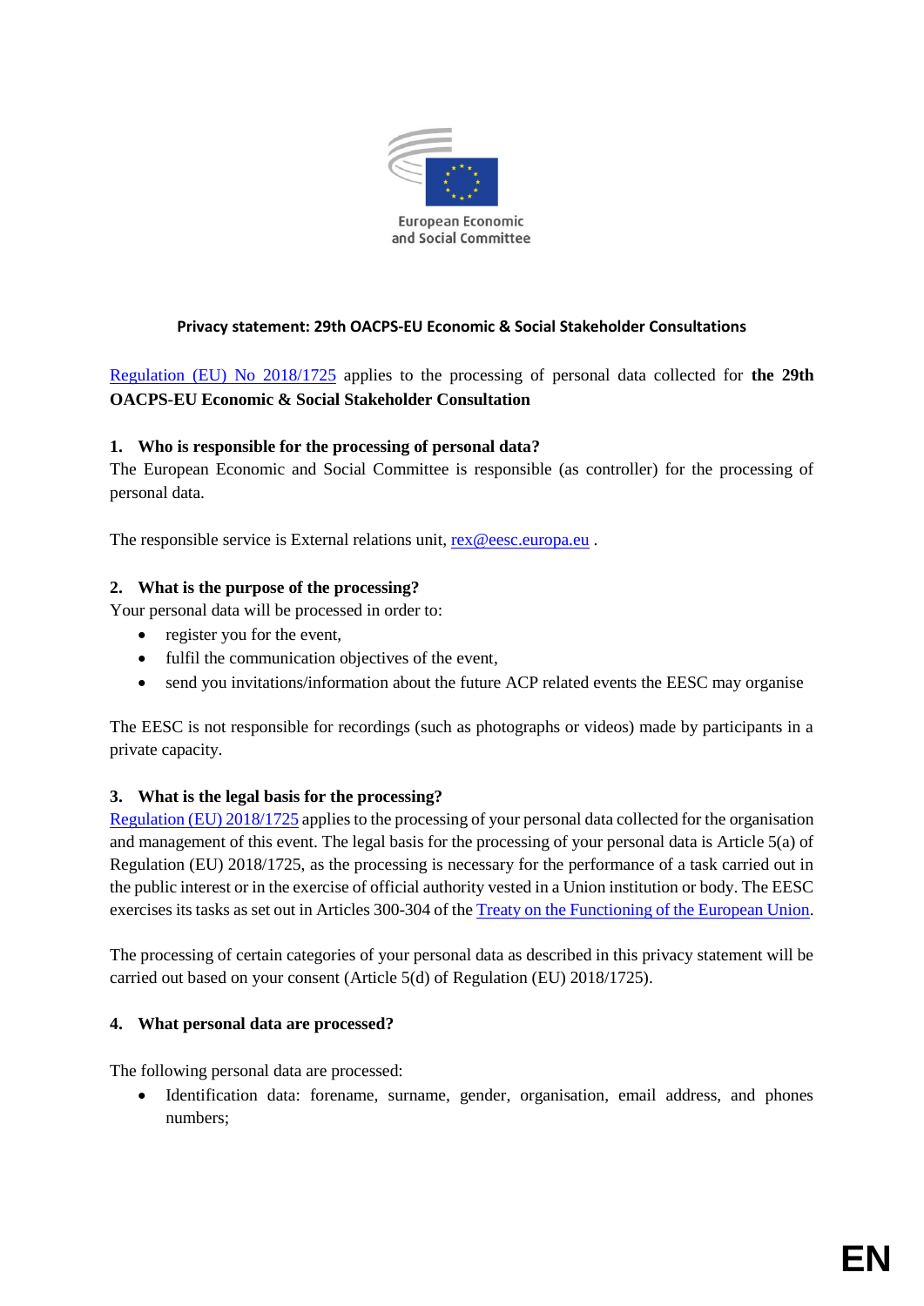European Economic and Social Committee

**Privacy statement: 29th OACPS-EU Economic & Social Stakeholder Consultations**

Regulation (EU) No 2018/1725 applies to the processing of personal data collected for **the 29th OACPS-EU Economic & Social Stakeholder Consultation**

### 1. Who is responsible for the processing of personal data?

The European Economic and Social Committee is responsible (as controller) for the processing of personal data.

The responsible service is External relations unit, rex@eesc.europa.eu .

### 2. What is the purpose of the processing?

Your personal data will be processed in order to:

- register you for the event,
- fulfil the communication objectives of the event,
- send you invitations/information about the future ACP related events the EESC may organise

The EESC is not responsible for recordings (such as photographs or videos) made by participants in a private capacity.

### 3. What is the legal basis for the processing?

Regulation (EU) 2018/1725 applies to the processing of your personal data collected for the organisation and management of this event. The legal basis for the processing of your personal data is Article 5(a) of Regulation (EU) 2018/1725, as the processing is necessary for the performance of a task carried out in the public interest or in the exercise of official authority vested in a Union institution or body. The EESC exercises its tasks as set out in Articles 300-304 of the Treaty on the Functioning of the European Union.

The processing of certain categories of your personal data as described in this privacy statement will be carried out based on your consent (Article 5(d) of Regulation (EU) 2018/1725).

### 4. What personal data are processed?

The following personal data are processed:

- Identification data: forename, surname, gender, organisation, email address, and phones numbers;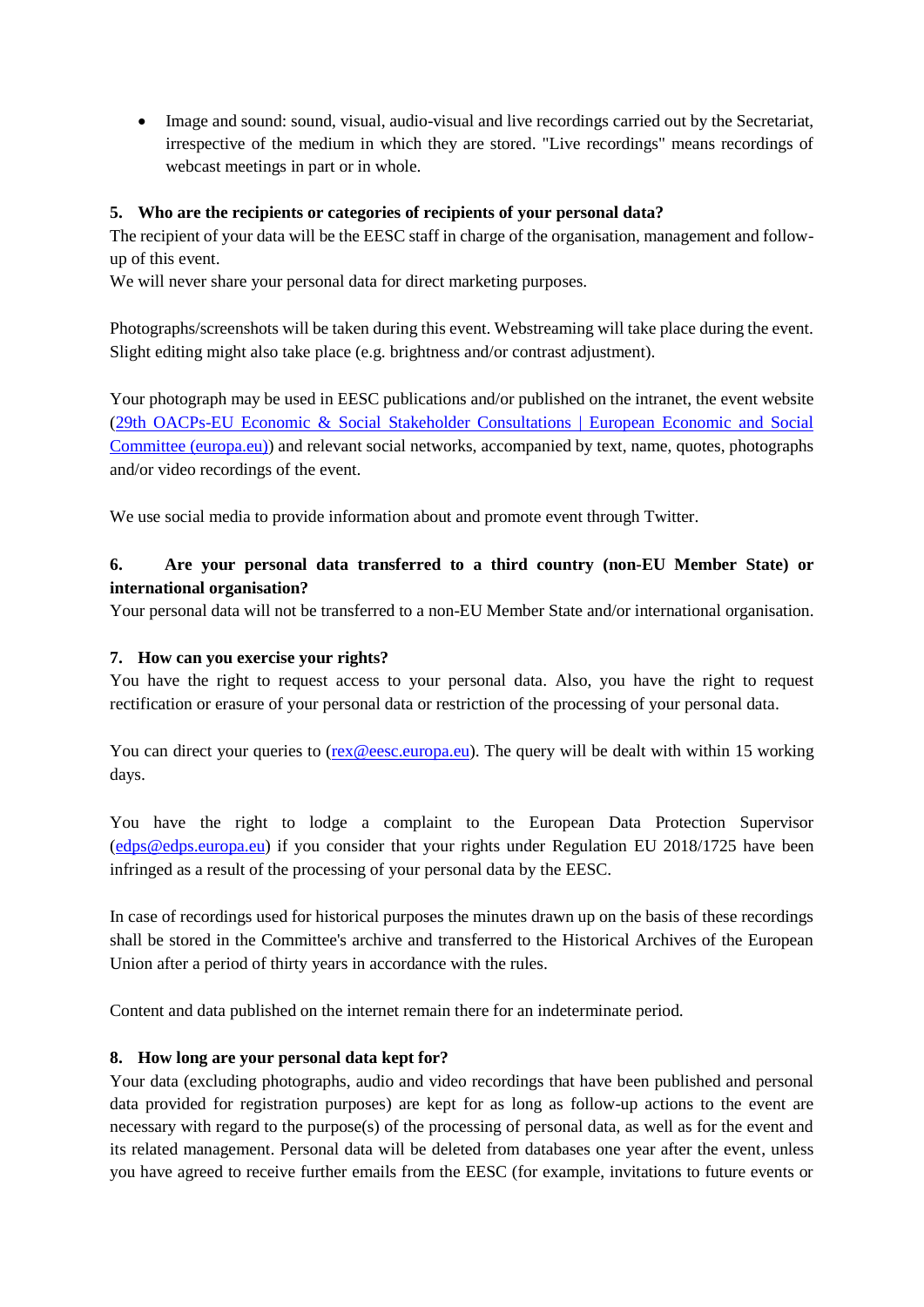- Image and sound: sound, visual, audio-visual and live recordings carried out by the Secretariat, irrespective of the medium in which they are stored. "Live recordings" means recordings of webcast meetings in part or in whole.

**5. Who are the recipients or categories of recipients of your personal data?**

The recipient of your data will be the EESC staff in charge of the organisation, management and follow-up of this event.

We will never share your personal data for direct marketing purposes.

Photographs/screenshots will be taken during this event. Webstreaming will take place during the event. Slight editing might also take place (e.g. brightness and/or contrast adjustment).

Your photograph may be used in EESC publications and/or published on the intranet, the event website ([29th OACPs-EU Economic & Social Stakeholder Consultations | European Economic and Social Committee (europa.eu)](29th OACPs-EU Economic & Social Stakeholder Consultations | European Economic and Social Committee (europa.eu))) and relevant social networks, accompanied by text, name, quotes, photographs and/or video recordings of the event.

We use social media to provide information about and promote event through Twitter.

**6. Are your personal data transferred to a third country (non-EU Member State) or international organisation?**

Your personal data will not be transferred to a non-EU Member State and/or international organisation.

**7. How can you exercise your rights?**

You have the right to request access to your personal data. Also, you have the right to request rectification or erasure of your personal data or restriction of the processing of your personal data.

You can direct your queries to (rex@eesc.europa.eu). The query will be dealt with within 15 working days.

You have the right to lodge a complaint to the European Data Protection Supervisor (edps@edps.europa.eu) if you consider that your rights under Regulation EU 2018/1725 have been infringed as a result of the processing of your personal data by the EESC.

In case of recordings used for historical purposes the minutes drawn up on the basis of these recordings shall be stored in the Committee's archive and transferred to the Historical Archives of the European Union after a period of thirty years in accordance with the rules.

Content and data published on the internet remain there for an indeterminate period.

**8. How long are your personal data kept for?**

Your data (excluding photographs, audio and video recordings that have been published and personal data provided for registration purposes) are kept for as long as follow-up actions to the event are necessary with regard to the purpose(s) of the processing of personal data, as well as for the event and its related management. Personal data will be deleted from databases one year after the event, unless you have agreed to receive further emails from the EESC (for example, invitations to future events or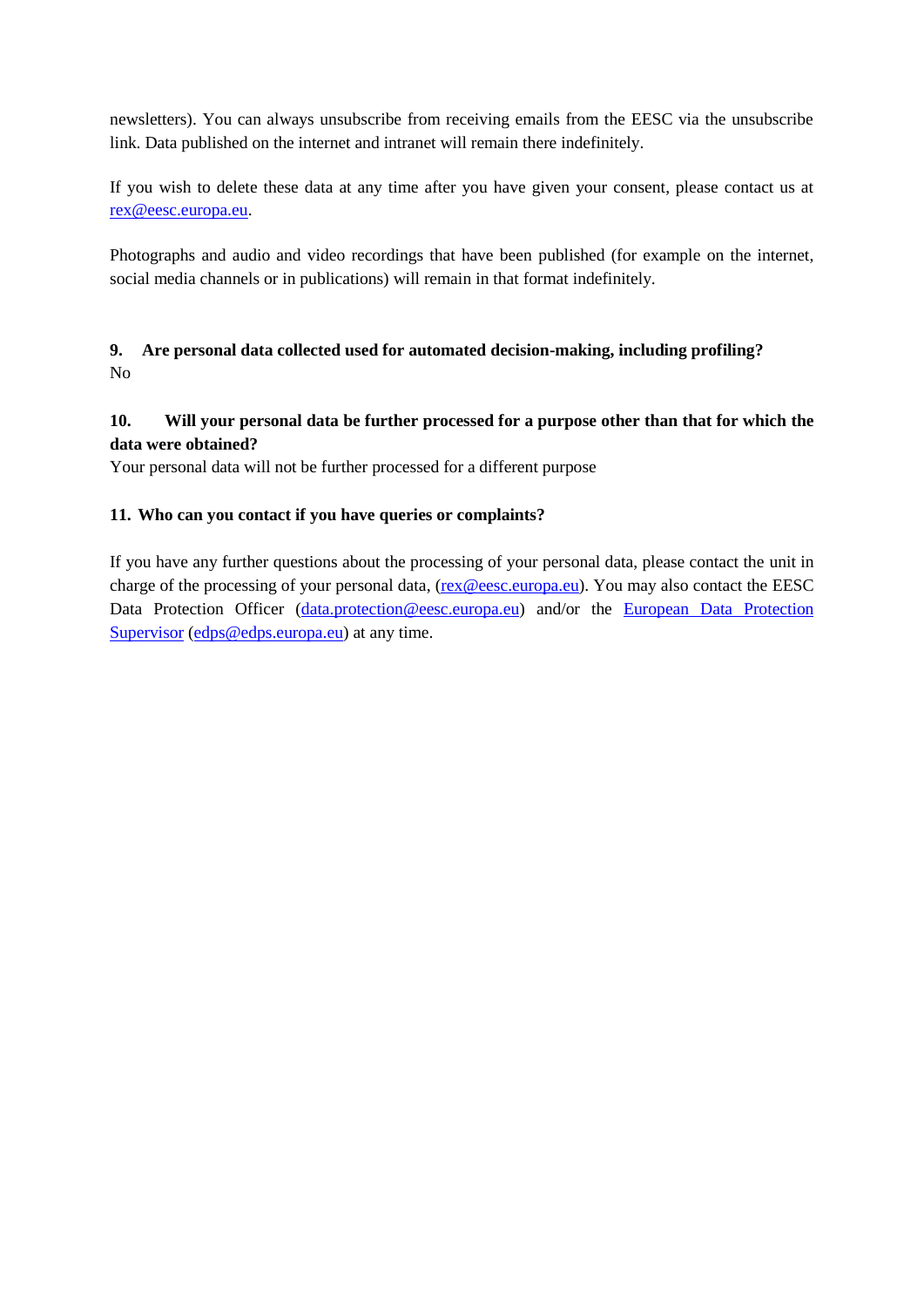newsletters). You can always unsubscribe from receiving emails from the EESC via the unsubscribe link. Data published on the internet and intranet will remain there indefinitely.

If you wish to delete these data at any time after you have given your consent, please contact us at rex@eesc.europa.eu.

Photographs and audio and video recordings that have been published (for example on the internet, social media channels or in publications) will remain in that format indefinitely.

### 9. Are personal data collected used for automated decision-making, including profiling?

No

### 10. Will your personal data be further processed for a purpose other than that for which the data were obtained?

Your personal data will not be further processed for a different purpose

### 11. Who can you contact if you have queries or complaints?

If you have any further questions about the processing of your personal data, please contact the unit in charge of the processing of your personal data, (rex@eesc.europa.eu). You may also contact the EESC Data Protection Officer (data.protection@eesc.europa.eu) and/or the European Data Protection Supervisor (edps@edps.europa.eu) at any time.